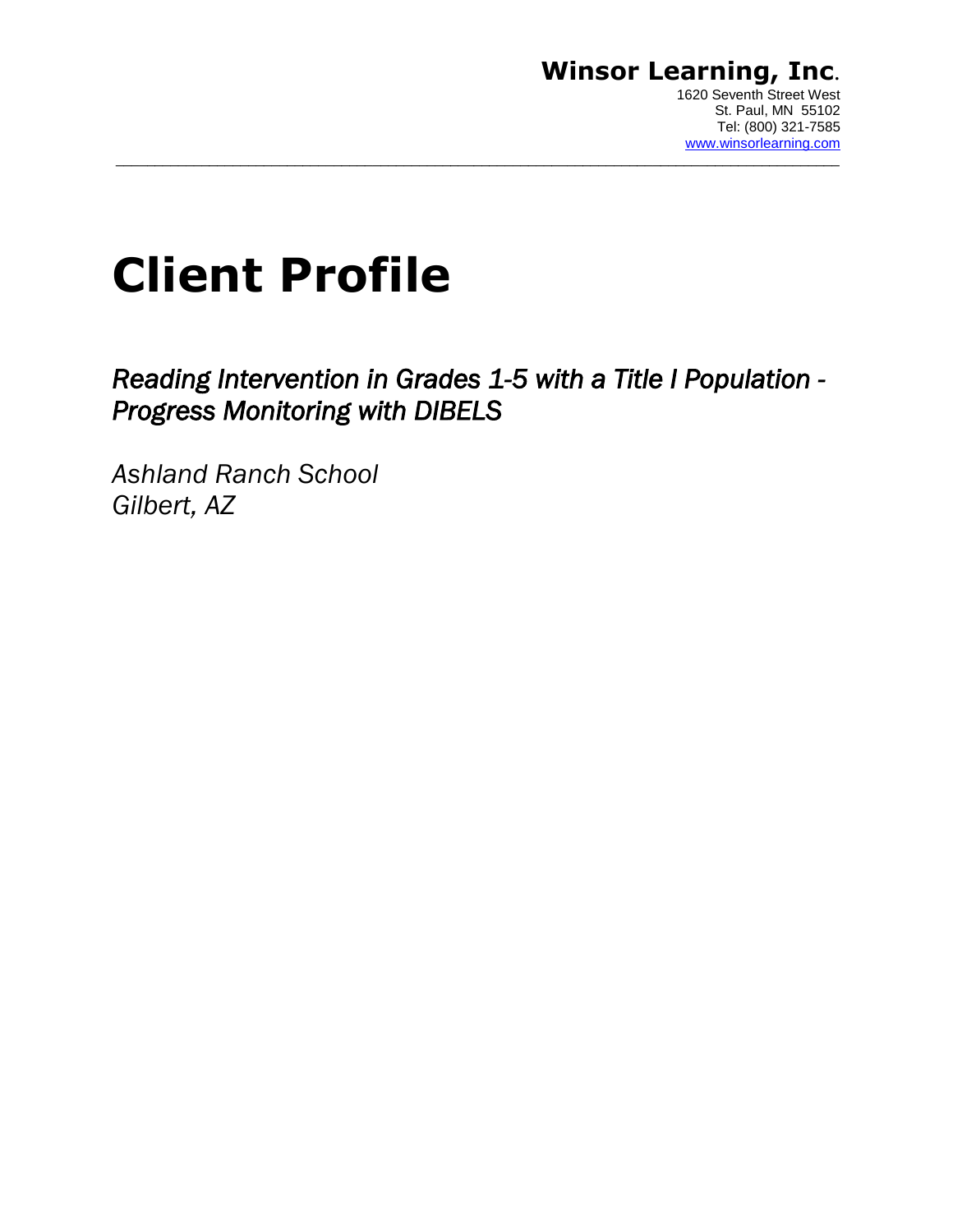**Winsor Learning, Inc.**
1620 Seventh Street West
St. Paul, MN 55102
Tel: (800) 321-7585
www.winsorlearning.com

---

# Client Profile

*Reading Intervention in Grades 1-5 with a Title I Population - Progress Monitoring with DIBELS*

*Ashland Ranch School*
*Gilbert, AZ*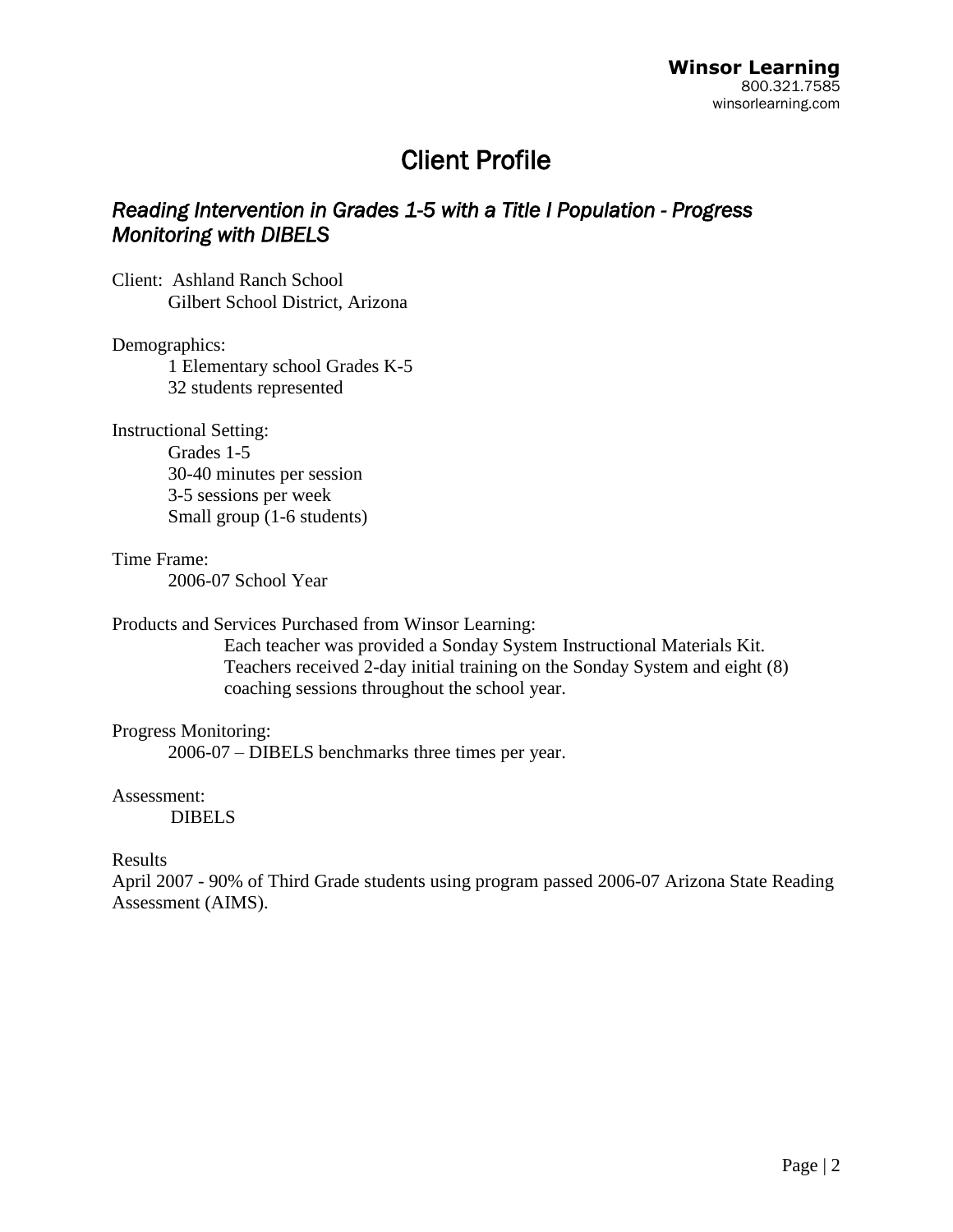# Client Profile

## *Reading Intervention in Grades 1-5 with a Title I Population - Progress Monitoring with DIBELS*

Client: Ashland Ranch School
Gilbert School District, Arizona

Demographics:
1 Elementary school Grades K-5
32 students represented

Instructional Setting:
Grades 1-5
30-40 minutes per session
3-5 sessions per week
Small group (1-6 students)

Time Frame:
2006-07 School Year

Products and Services Purchased from Winsor Learning:
Each teacher was provided a Sonday System Instructional Materials Kit.
Teachers received 2-day initial training on the Sonday System and eight (8) coaching sessions throughout the school year.

Progress Monitoring:
2006-07 – DIBELS benchmarks three times per year.

Assessment:
DIBELS

Results
April 2007 - 90% of Third Grade students using program passed 2006-07 Arizona State Reading Assessment (AIMS).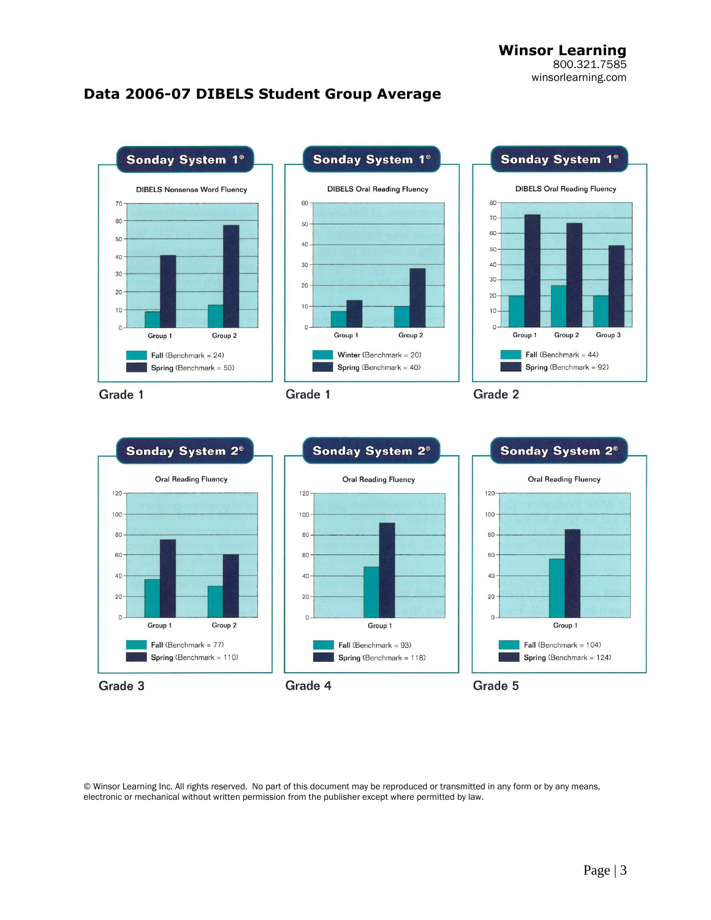**Winsor Learning**
800.321.7585
winsorlearning.com

## Data 2006-07 DIBELS Student Group Average

**Sonday System 1®**

DIBELS Nonsense Word Fluency

70
60
50
40
30
20
10
0

Group 1
Group 2

Fall (Benchmark = 24)
Spring (Benchmark = 50)

Grade 1

**Sonday System 1®**

DIBELS Oral Reading Fluency

60
50
40
30
20
10
0

Group 1
Group 2

Winter (Benchmark = 20)
Spring (Benchmark = 40)

Grade 1

**Sonday System 1®**

DIBELS Oral Reading Fluency

80
70
60
50
40
30
20
10
0

Group 1
Group 2
Group 3

Fall (Benchmark = 44)
Spring (Benchmark = 92)

Grade 2

**Sonday System 2®**

Oral Reading Fluency

120
100
80
60
40
20
0

Group 1
Group 2

Fall (Benchmark = 77)
Spring (Benchmark = 110)

Grade 3

**Sonday System 2®**

Oral Reading Fluency

120
100
80
60
40
20
0

Group 1

Fall (Benchmark = 93)
Spring (Benchmark = 118)

Grade 4

**Sonday System 2®**

Oral Reading Fluency

120
100
80
60
40
20
0

Group 1

Fall (Benchmark = 104)
Spring (Benchmark = 124)

Grade 5

© Winsor Learning Inc. All rights reserved. No part of this document may be reproduced or transmitted in any form or by any means, electronic or mechanical without written permission from the publisher except where permitted by law.